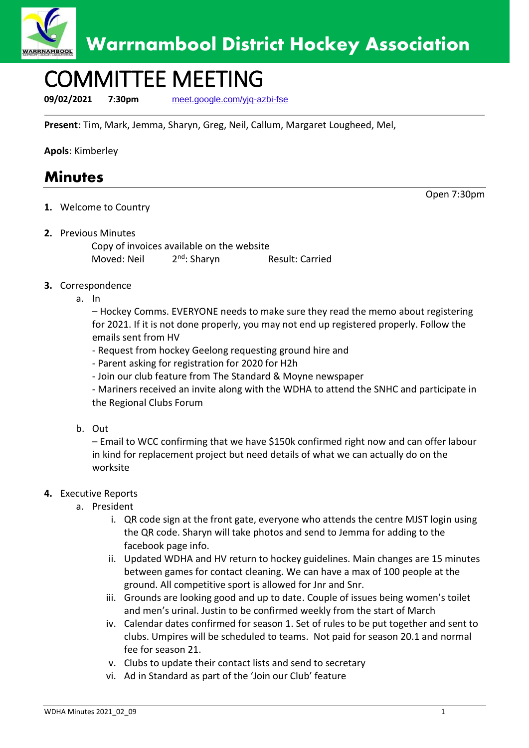# Warrnambool District Hockey Association

# COMMITTEE MEETING

**09/02/2021** **7:30pm** meet.google.com/yjq-azbi-fse

**Present**: Tim, Mark, Jemma, Sharyn, Greg, Neil, Callum, Margaret Lougheed, Mel,

**Apols**: Kimberley

## Minutes

Open 7:30pm

1. Welcome to Country

2. Previous Minutes

   Copy of invoices available on the website

   Moved: Neil   2nd: Sharyn   Result: Carried

3. Correspondence

   a. In

      – Hockey Comms. EVERYONE needs to make sure they read the memo about registering for 2021. If it is not done properly, you may not end up registered properly. Follow the emails sent from HV

      - Request from hockey Geelong requesting ground hire and

      - Parent asking for registration for 2020 for H2h

      - Join our club feature from The Standard & Moyne newspaper

      - Mariners received an invite along with the WDHA to attend the SNHC and participate in the Regional Clubs Forum

   b. Out

      – Email to WCC confirming that we have $150k confirmed right now and can offer labour in kind for replacement project but need details of what we can actually do on the worksite

4. Executive Reports

   a. President

      i. QR code sign at the front gate, everyone who attends the centre MJST login using the QR code. Sharyn will take photos and send to Jemma for adding to the facebook page info.

      ii. Updated WDHA and HV return to hockey guidelines. Main changes are 15 minutes between games for contact cleaning. We can have a max of 100 people at the ground. All competitive sport is allowed for Jnr and Snr.

      iii. Grounds are looking good and up to date. Couple of issues being women's toilet and men's urinal. Justin to be confirmed weekly from the start of March

      iv. Calendar dates confirmed for season 1. Set of rules to be put together and sent to clubs. Umpires will be scheduled to teams. Not paid for season 20.1 and normal fee for season 21.

      v. Clubs to update their contact lists and send to secretary

      vi. Ad in Standard as part of the 'Join our Club' feature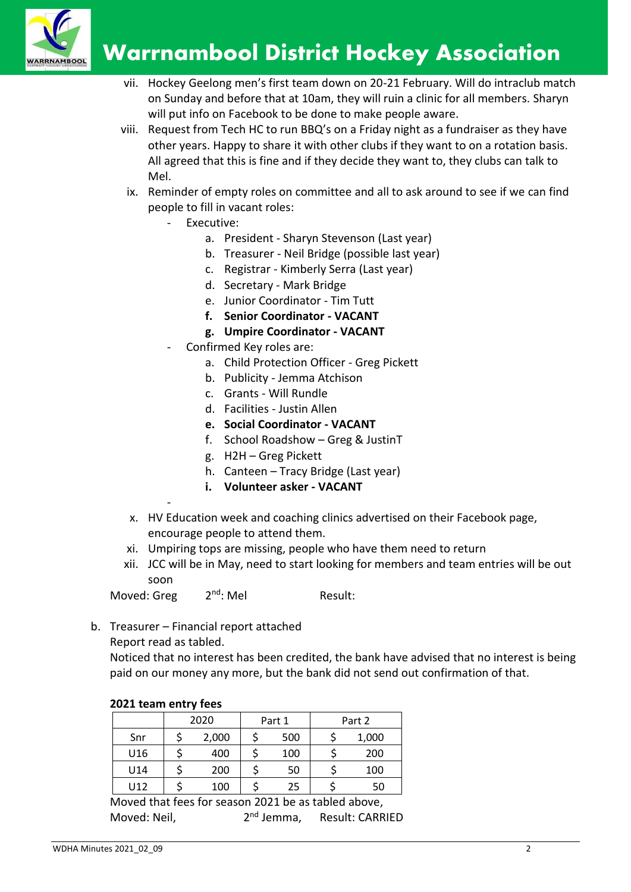vii. Hockey Geelong men's first team down on 20-21 February. Will do intraclub match on Sunday and before that at 10am, they will ruin a clinic for all members. Sharyn will put info on Facebook to be done to make people aware.

viii. Request from Tech HC to run BBQ's on a Friday night as a fundraiser as they have other years. Happy to share it with other clubs if they want to on a rotation basis. All agreed that this is fine and if they decide they want to, they clubs can talk to Mel.

ix. Reminder of empty roles on committee and all to ask around to see if we can find people to fill in vacant roles:

- Executive:
  a. President - Sharyn Stevenson (Last year)
  b. Treasurer - Neil Bridge (possible last year)
  c. Registrar - Kimberly Serra (Last year)
  d. Secretary - Mark Bridge
  e. Junior Coordinator - Tim Tutt
  **f. Senior Coordinator - VACANT**
  **g. Umpire Coordinator - VACANT**
- Confirmed Key roles are:
  a. Child Protection Officer - Greg Pickett
  b. Publicity - Jemma Atchison
  c. Grants - Will Rundle
  d. Facilities - Justin Allen
  **e. Social Coordinator - VACANT**
  f. School Roadshow – Greg & JustinT
  g. H2H – Greg Pickett
  h. Canteen – Tracy Bridge (Last year)
  **i. Volunteer asker - VACANT**
-

x. HV Education week and coaching clinics advertised on their Facebook page, encourage people to attend them.

xi. Umpiring tops are missing, people who have them need to return

xii. JCC will be in May, need to start looking for members and team entries will be out soon

Moved: Greg 2nd: Mel Result:

b. Treasurer – Financial report attached

Report read as tabled.

Noticed that no interest has been credited, the bank have advised that no interest is being paid on our money any more, but the bank did not send out confirmation of that.

**2021 team entry fees**

| | 2020 | Part 1 | Part 2 |
|---|---|---|---|
| Snr | $ 2,000 | $ 500 | $ 1,000 |
| U16 | $ 400 | $ 100 | $ 200 |
| U14 | $ 200 | $ 50 | $ 100 |
| U12 | $ 100 | $ 25 | $ 50 |

Moved that fees for season 2021 be as tabled above,

Moved: Neil, 2nd Jemma, Result: CARRIED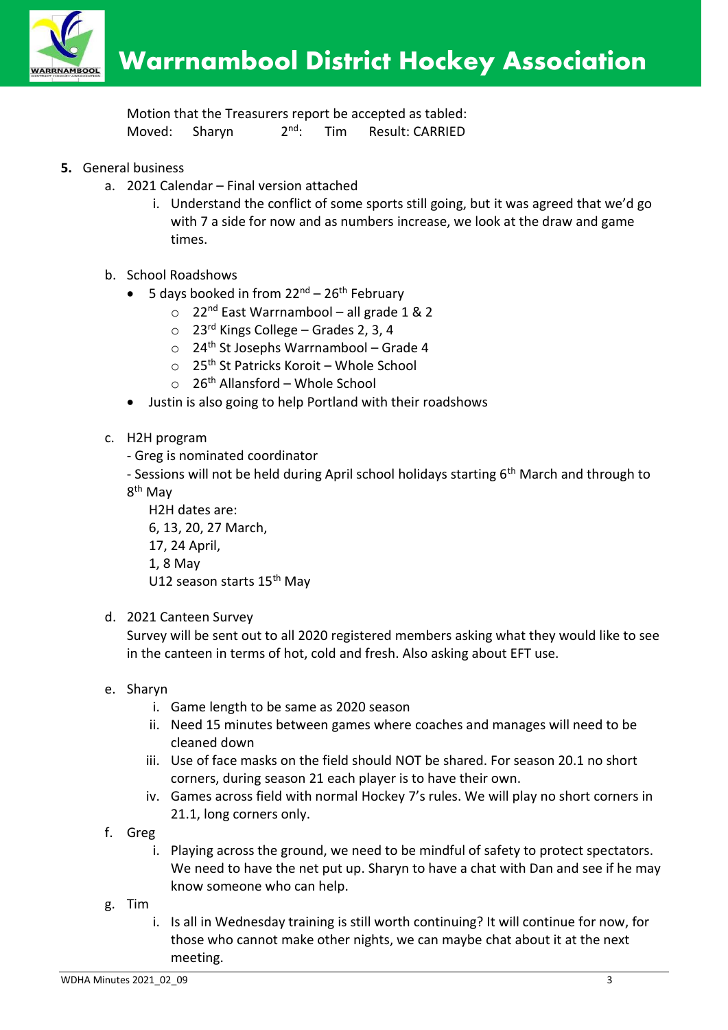Motion that the Treasurers report be accepted as tabled:
Moved: Sharyn 2nd: Tim Result: CARRIED

5. General business
   a. 2021 Calendar – Final version attached
      i. Understand the conflict of some sports still going, but it was agreed that we'd go with 7 a side for now and as numbers increase, we look at the draw and game times.

   b. School Roadshows
      - 5 days booked in from 22nd – 26th February
        - 22nd East Warrnambool – all grade 1 & 2
        - 23rd Kings College – Grades 2, 3, 4
        - 24th St Josephs Warrnambool – Grade 4
        - 25th St Patricks Koroit – Whole School
        - 26th Allansford – Whole School
      - Justin is also going to help Portland with their roadshows

   c. H2H program
      - Greg is nominated coordinator
      - Sessions will not be held during April school holidays starting 6th March and through to 8th May

      H2H dates are:
      6, 13, 20, 27 March,
      17, 24 April,
      1, 8 May
      U12 season starts 15th May

   d. 2021 Canteen Survey
      Survey will be sent out to all 2020 registered members asking what they would like to see in the canteen in terms of hot, cold and fresh. Also asking about EFT use.

   e. Sharyn
      i. Game length to be same as 2020 season
      ii. Need 15 minutes between games where coaches and manages will need to be cleaned down
      iii. Use of face masks on the field should NOT be shared. For season 20.1 no short corners, during season 21 each player is to have their own.
      iv. Games across field with normal Hockey 7's rules. We will play no short corners in 21.1, long corners only.

   f. Greg
      i. Playing across the ground, we need to be mindful of safety to protect spectators. We need to have the net put up. Sharyn to have a chat with Dan and see if he may know someone who can help.

   g. Tim
      i. Is all in Wednesday training is still worth continuing? It will continue for now, for those who cannot make other nights, we can maybe chat about it at the next meeting.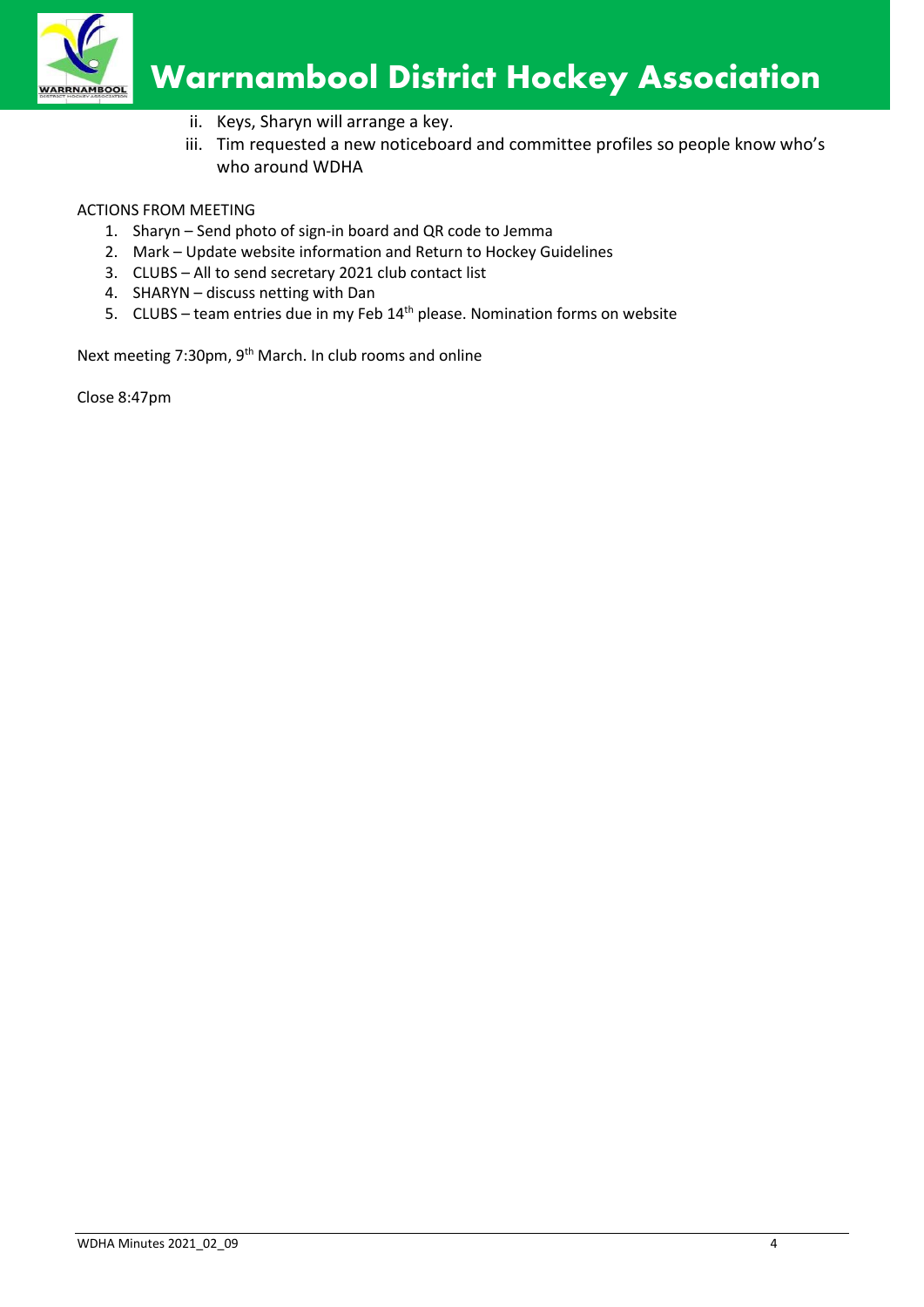ii. Keys, Sharyn will arrange a key.

iii. Tim requested a new noticeboard and committee profiles so people know who's who around WDHA

ACTIONS FROM MEETING

1. Sharyn – Send photo of sign-in board and QR code to Jemma
2. Mark – Update website information and Return to Hockey Guidelines
3. CLUBS – All to send secretary 2021 club contact list
4. SHARYN – discuss netting with Dan
5. CLUBS – team entries due in my Feb 14th please. Nomination forms on website

Next meeting 7:30pm, 9th March. In club rooms and online

Close 8:47pm